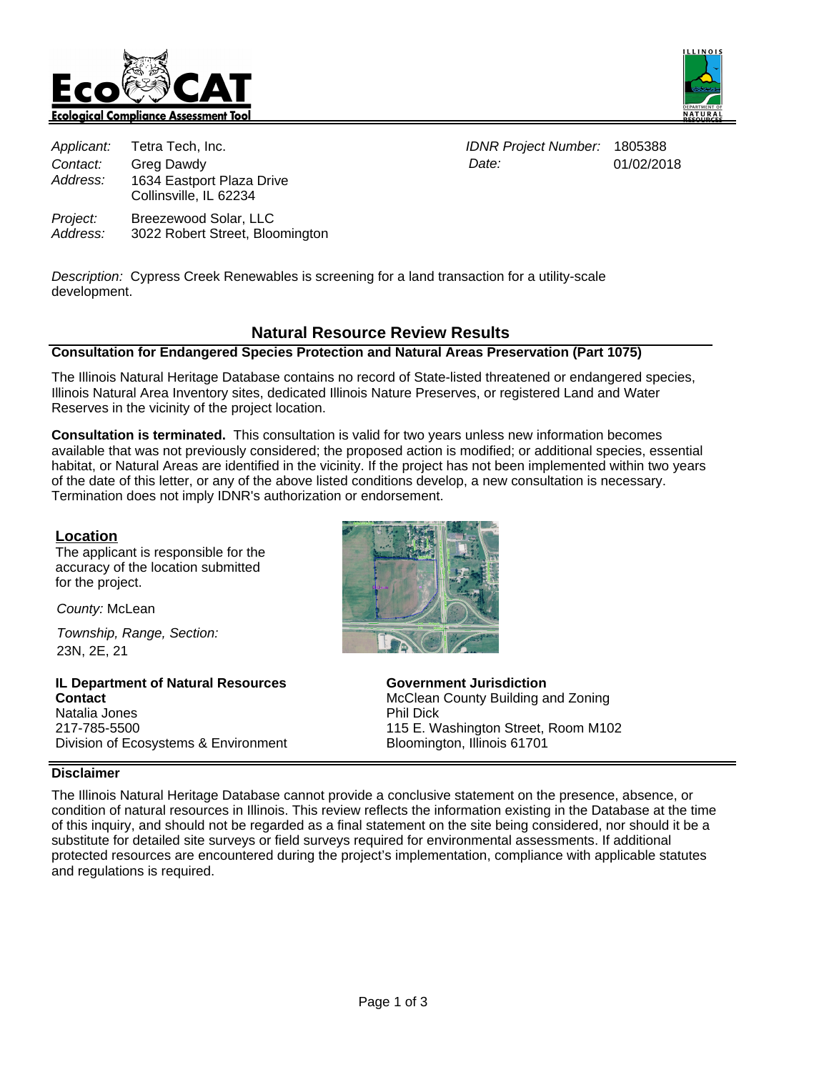# EcoCAT

**Ecological Compliance Assessment Tool**

| | | | |
|---|---|---|---|
| *Applicant:* | Tetra Tech, Inc. | *IDNR Project Number:* | 1805388 |
| *Contact:* | Greg Dawdy | *Date:* | 01/02/2018 |
| *Address:* | 1634 Eastport Plaza Drive<br>Collinsville, IL 62234 | | |
| *Project:* | Breezewood Solar, LLC | | |
| *Address:* | 3022 Robert Street, Bloomington | | |

*Description:* Cypress Creek Renewables is screening for a land transaction for a utility-scale development.

## Natural Resource Review Results

### Consultation for Endangered Species Protection and Natural Areas Preservation (Part 1075)

The Illinois Natural Heritage Database contains no record of State-listed threatened or endangered species, Illinois Natural Area Inventory sites, dedicated Illinois Nature Preserves, or registered Land and Water Reserves in the vicinity of the project location.

**Consultation is terminated.** This consultation is valid for two years unless new information becomes available that was not previously considered; the proposed action is modified; or additional species, essential habitat, or Natural Areas are identified in the vicinity. If the project has not been implemented within two years of the date of this letter, or any of the above listed conditions develop, a new consultation is necessary. Termination does not imply IDNR's authorization or endorsement.

### Location

The applicant is responsible for the accuracy of the location submitted for the project.

*County:* McLean

*Township, Range, Section:*
23N, 2E, 21

**IL Department of Natural Resources Contact**
Natalia Jones
217-785-5500
Division of Ecosystems & Environment

**Government Jurisdiction**
McClean County Building and Zoning
Phil Dick
115 E. Washington Street, Room M102
Bloomington, Illinois 61701

### Disclaimer

The Illinois Natural Heritage Database cannot provide a conclusive statement on the presence, absence, or condition of natural resources in Illinois. This review reflects the information existing in the Database at the time of this inquiry, and should not be regarded as a final statement on the site being considered, nor should it be a substitute for detailed site surveys or field surveys required for environmental assessments. If additional protected resources are encountered during the project's implementation, compliance with applicable statutes and regulations is required.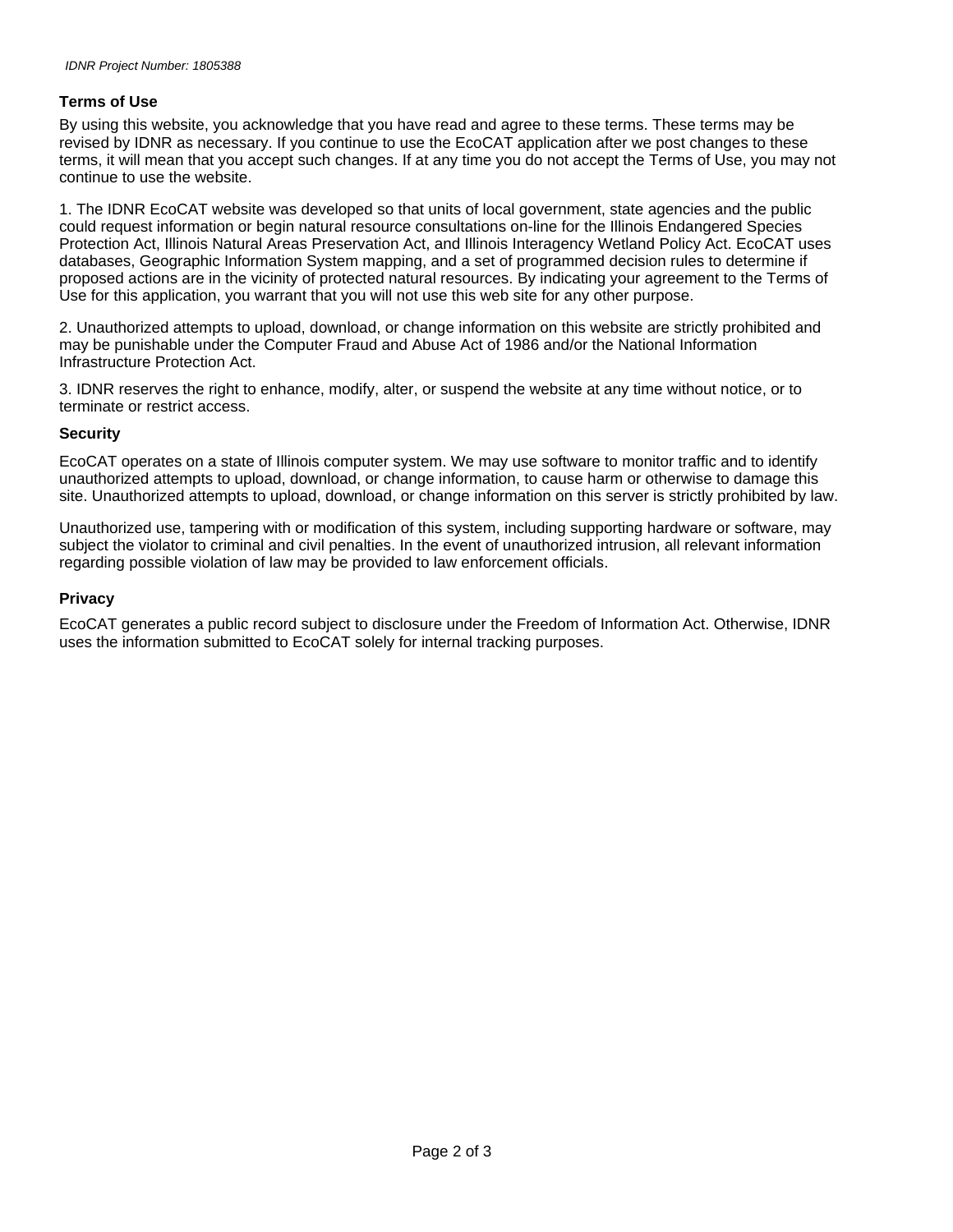## Terms of Use

By using this website, you acknowledge that you have read and agree to these terms. These terms may be revised by IDNR as necessary. If you continue to use the EcoCAT application after we post changes to these terms, it will mean that you accept such changes. If at any time you do not accept the Terms of Use, you may not continue to use the website.

1. The IDNR EcoCAT website was developed so that units of local government, state agencies and the public could request information or begin natural resource consultations on-line for the Illinois Endangered Species Protection Act, Illinois Natural Areas Preservation Act, and Illinois Interagency Wetland Policy Act. EcoCAT uses databases, Geographic Information System mapping, and a set of programmed decision rules to determine if proposed actions are in the vicinity of protected natural resources. By indicating your agreement to the Terms of Use for this application, you warrant that you will not use this web site for any other purpose.

2. Unauthorized attempts to upload, download, or change information on this website are strictly prohibited and may be punishable under the Computer Fraud and Abuse Act of 1986 and/or the National Information Infrastructure Protection Act.

3. IDNR reserves the right to enhance, modify, alter, or suspend the website at any time without notice, or to terminate or restrict access.

## Security

EcoCAT operates on a state of Illinois computer system. We may use software to monitor traffic and to identify unauthorized attempts to upload, download, or change information, to cause harm or otherwise to damage this site. Unauthorized attempts to upload, download, or change information on this server is strictly prohibited by law.

Unauthorized use, tampering with or modification of this system, including supporting hardware or software, may subject the violator to criminal and civil penalties. In the event of unauthorized intrusion, all relevant information regarding possible violation of law may be provided to law enforcement officials.

## Privacy

EcoCAT generates a public record subject to disclosure under the Freedom of Information Act. Otherwise, IDNR uses the information submitted to EcoCAT solely for internal tracking purposes.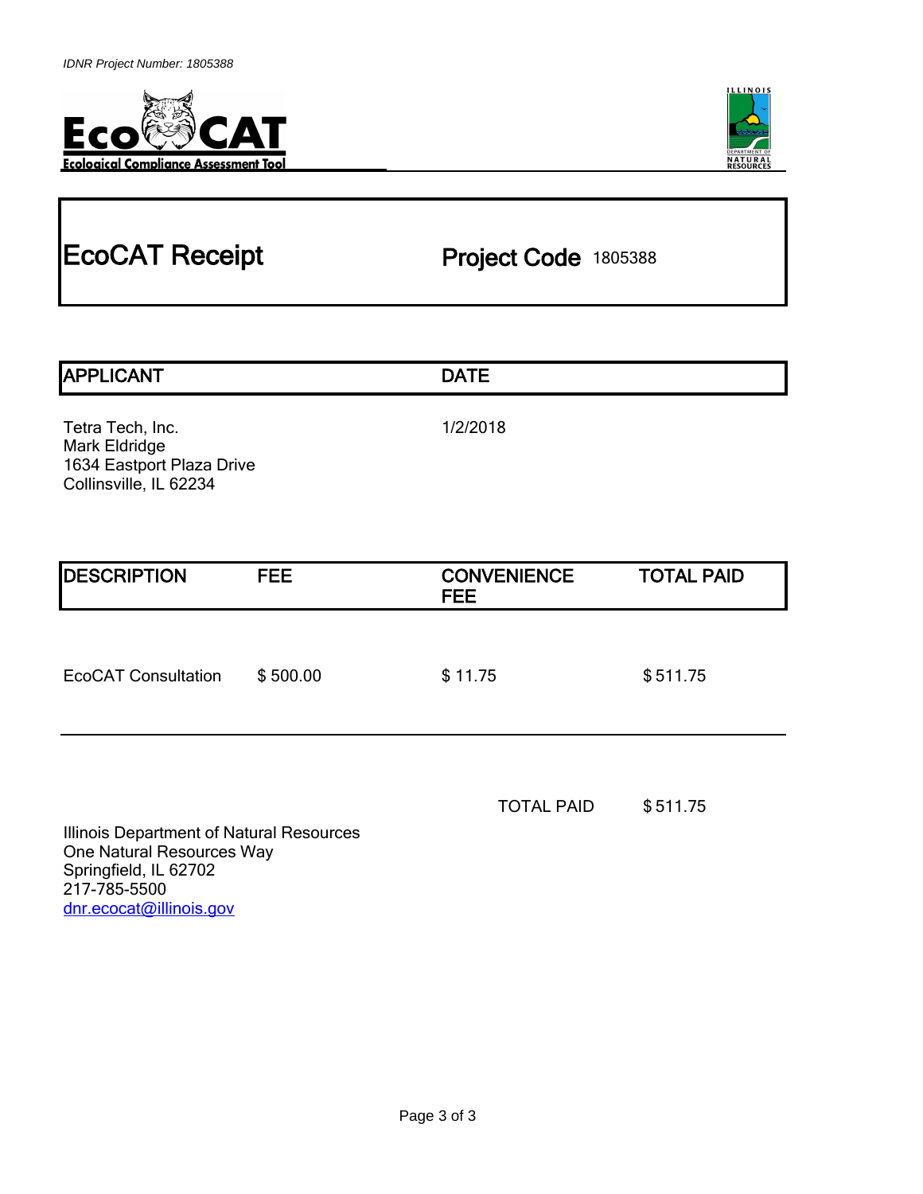*IDNR Project Number: 1805388*

EcoCAT
Ecological Compliance Assessment Tool

ILLINOIS DEPARTMENT OF NATURAL RESOURCES

# EcoCAT Receipt

**Project Code** 1805388

| APPLICANT | DATE |
|---|---|
| Tetra Tech, Inc.<br>Mark Eldridge<br>1634 Eastport Plaza Drive<br>Collinsville, IL 62234 | 1/2/2018 |

| DESCRIPTION | FEE | CONVENIENCE FEE | TOTAL PAID |
|---|---|---|---|
| EcoCAT Consultation | $ 500.00 | $ 11.75 | $ 511.75 |

TOTAL PAID $ 511.75

Illinois Department of Natural Resources
One Natural Resources Way
Springfield, IL 62702
217-785-5500
dnr.ecocat@illinois.gov